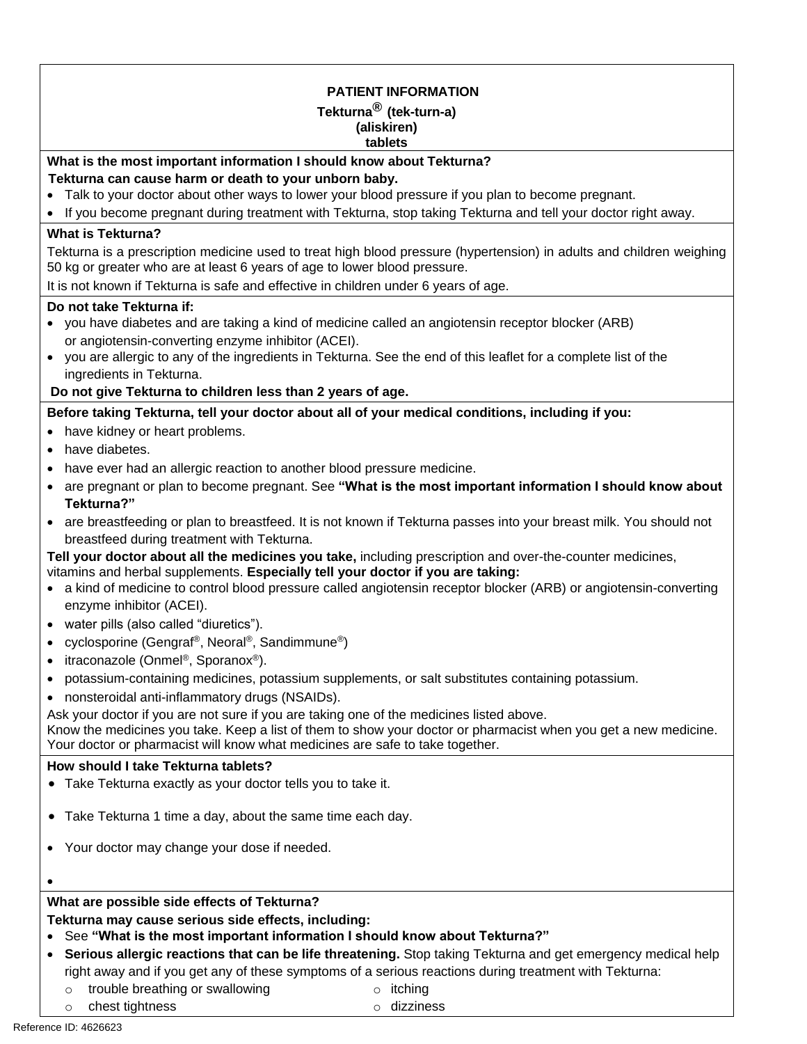# PATIENT INFORMATION

**Tekturna® (tek-turn-a)**
**(aliskiren)**
**tablets**

**What is the most important information I should know about Tekturna?**

**Tekturna can cause harm or death to your unborn baby.**

- Talk to your doctor about other ways to lower your blood pressure if you plan to become pregnant.
- If you become pregnant during treatment with Tekturna, stop taking Tekturna and tell your doctor right away.

**What is Tekturna?**

Tekturna is a prescription medicine used to treat high blood pressure (hypertension) in adults and children weighing 50 kg or greater who are at least 6 years of age to lower blood pressure.

It is not known if Tekturna is safe and effective in children under 6 years of age.

**Do not take Tekturna if:**

- you have diabetes and are taking a kind of medicine called an angiotensin receptor blocker (ARB) or angiotensin-converting enzyme inhibitor (ACEI).
- you are allergic to any of the ingredients in Tekturna. See the end of this leaflet for a complete list of the ingredients in Tekturna.

**Do not give Tekturna to children less than 2 years of age.**

**Before taking Tekturna, tell your doctor about all of your medical conditions, including if you:**

- have kidney or heart problems.
- have diabetes.
- have ever had an allergic reaction to another blood pressure medicine.
- are pregnant or plan to become pregnant. See **"What is the most important information I should know about Tekturna?"**
- are breastfeeding or plan to breastfeed. It is not known if Tekturna passes into your breast milk. You should not breastfeed during treatment with Tekturna.

**Tell your doctor about all the medicines you take,** including prescription and over-the-counter medicines, vitamins and herbal supplements. **Especially tell your doctor if you are taking:**

- a kind of medicine to control blood pressure called angiotensin receptor blocker (ARB) or angiotensin-converting enzyme inhibitor (ACEI).
- water pills (also called "diuretics").
- cyclosporine (Gengraf®, Neoral®, Sandimmune®)
- itraconazole (Onmel®, Sporanox®).
- potassium-containing medicines, potassium supplements, or salt substitutes containing potassium.
- nonsteroidal anti-inflammatory drugs (NSAIDs).

Ask your doctor if you are not sure if you are taking one of the medicines listed above.
Know the medicines you take. Keep a list of them to show your doctor or pharmacist when you get a new medicine. Your doctor or pharmacist will know what medicines are safe to take together.

**How should I take Tekturna tablets?**

- Take Tekturna exactly as your doctor tells you to take it.
- Take Tekturna 1 time a day, about the same time each day.
- Your doctor may change your dose if needed.

**What are possible side effects of Tekturna?**

**Tekturna may cause serious side effects, including:**

- See **"What is the most important information I should know about Tekturna?"**
- **Serious allergic reactions that can be life threatening.** Stop taking Tekturna and get emergency medical help right away and if you get any of these symptoms of a serious reactions during treatment with Tekturna:
  - trouble breathing or swallowing
  - chest tightness
  - itching
  - dizziness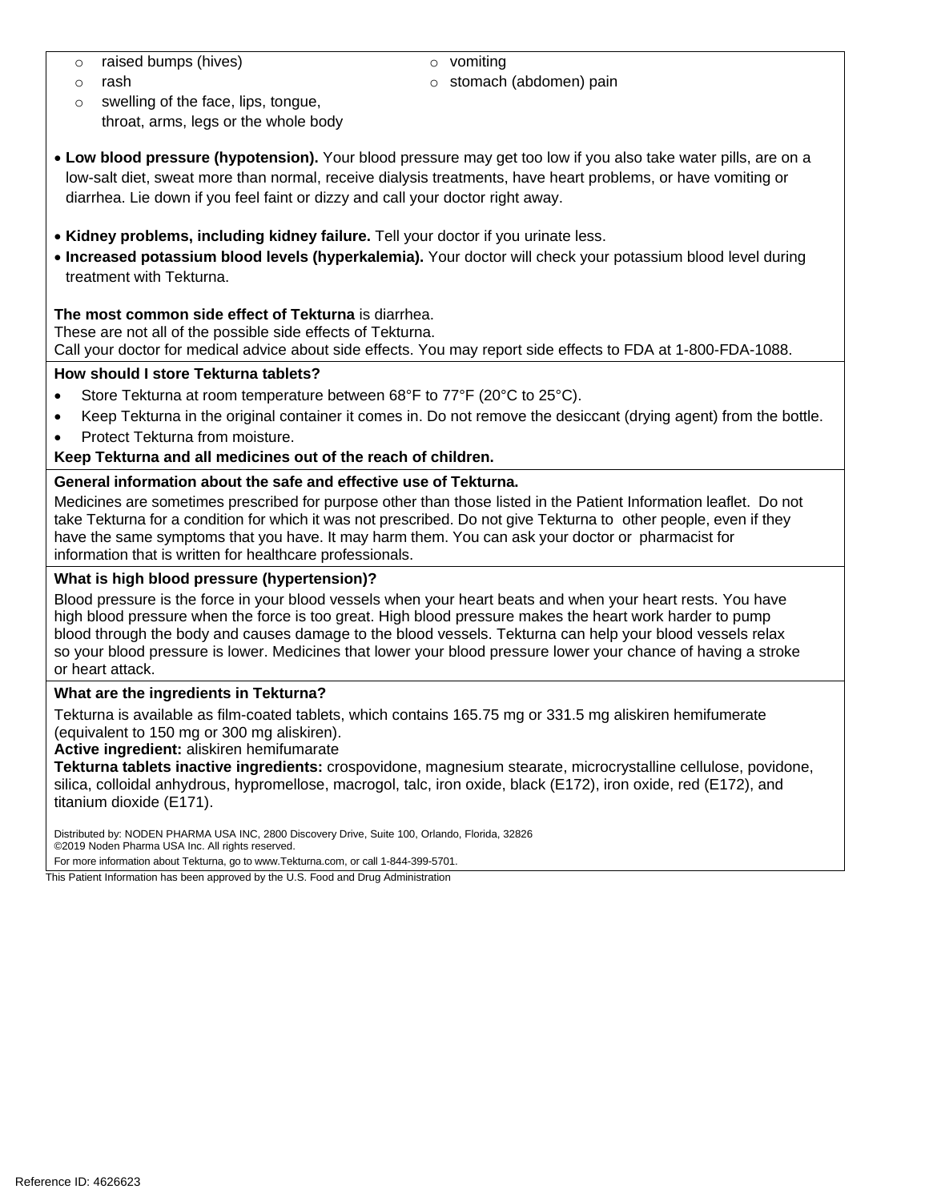- raised bumps (hives)
- rash
- swelling of the face, lips, tongue, throat, arms, legs or the whole body
- vomiting
- stomach (abdomen) pain

- **Low blood pressure (hypotension).** Your blood pressure may get too low if you also take water pills, are on a low-salt diet, sweat more than normal, receive dialysis treatments, have heart problems, or have vomiting or diarrhea. Lie down if you feel faint or dizzy and call your doctor right away.

- **Kidney problems, including kidney failure.** Tell your doctor if you urinate less.
- **Increased potassium blood levels (hyperkalemia).** Your doctor will check your potassium blood level during treatment with Tekturna.

**The most common side effect of Tekturna** is diarrhea.
These are not all of the possible side effects of Tekturna.
Call your doctor for medical advice about side effects. You may report side effects to FDA at 1-800-FDA-1088.

**How should I store Tekturna tablets?**

- Store Tekturna at room temperature between 68°F to 77°F (20°C to 25°C).
- Keep Tekturna in the original container it comes in. Do not remove the desiccant (drying agent) from the bottle.
- Protect Tekturna from moisture.

**Keep Tekturna and all medicines out of the reach of children.**

**General information about the safe and effective use of Tekturna.**

Medicines are sometimes prescribed for purpose other than those listed in the Patient Information leaflet. Do not take Tekturna for a condition for which it was not prescribed. Do not give Tekturna to other people, even if they have the same symptoms that you have. It may harm them. You can ask your doctor or pharmacist for information that is written for healthcare professionals.

**What is high blood pressure (hypertension)?**

Blood pressure is the force in your blood vessels when your heart beats and when your heart rests. You have high blood pressure when the force is too great. High blood pressure makes the heart work harder to pump blood through the body and causes damage to the blood vessels. Tekturna can help your blood vessels relax so your blood pressure is lower. Medicines that lower your blood pressure lower your chance of having a stroke or heart attack.

**What are the ingredients in Tekturna?**

Tekturna is available as film-coated tablets, which contains 165.75 mg or 331.5 mg aliskiren hemifumerate (equivalent to 150 mg or 300 mg aliskiren).
**Active ingredient:** aliskiren hemifumarate
**Tekturna tablets inactive ingredients:** crospovidone, magnesium stearate, microcrystalline cellulose, povidone, silica, colloidal anhydrous, hypromellose, macrogol, talc, iron oxide, black (E172), iron oxide, red (E172), and titanium dioxide (E171).

Distributed by: NODEN PHARMA USA INC, 2800 Discovery Drive, Suite 100, Orlando, Florida, 32826
©2019 Noden Pharma USA Inc. All rights reserved.
For more information about Tekturna, go to www.Tekturna.com, or call 1-844-399-5701.

This Patient Information has been approved by the U.S. Food and Drug Administration

Reference ID: 4626623